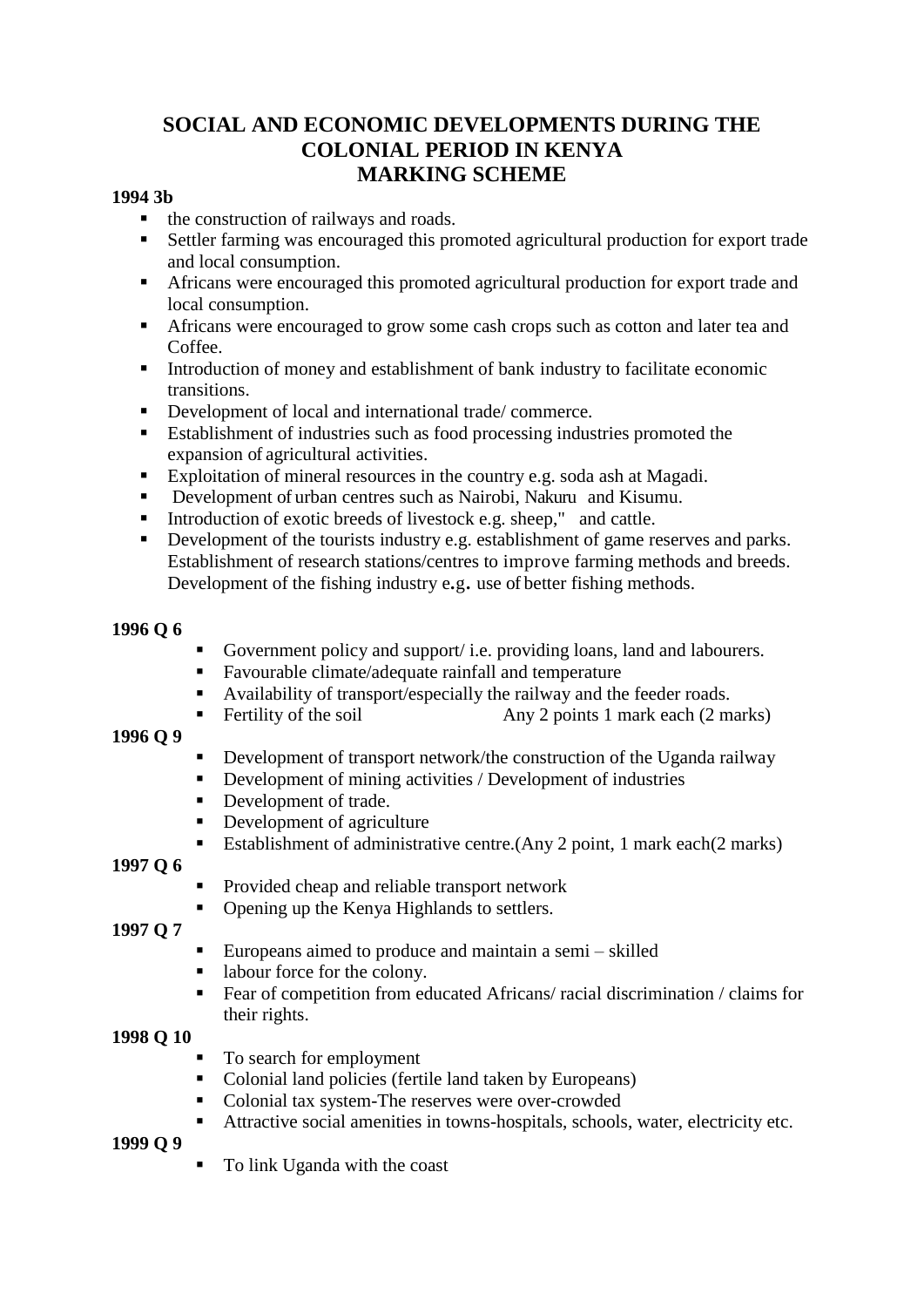# SOCIAL AND ECONOMIC DEVELOPMENTS DURING THE COLONIAL PERIOD IN KENYA
# MARKING SCHEME

**1994 3b**

- the construction of railways and roads.
- Settler farming was encouraged this promoted agricultural production for export trade and local consumption.
- Africans were encouraged this promoted agricultural production for export trade and local consumption.
- Africans were encouraged to grow some cash crops such as cotton and later tea and Coffee.
- Introduction of money and establishment of bank industry to facilitate economic transitions.
- Development of local and international trade/ commerce.
- Establishment of industries such as food processing industries promoted the expansion of agricultural activities.
- Exploitation of mineral resources in the country e.g. soda ash at Magadi.
- Development of urban centres such as Nairobi, Nakuru and Kisumu.
- Introduction of exotic breeds of livestock e.g. sheep," and cattle.
- Development of the tourists industry e.g. establishment of game reserves and parks. Establishment of research stations/centres to improve farming methods and breeds. Development of the fishing industry e.g. use of better fishing methods.

**1996 Q 6**

- Government policy and support/ i.e. providing loans, land and labourers.
- Favourable climate/adequate rainfall and temperature
- Availability of transport/especially the railway and the feeder roads.
- Fertility of the soil Any 2 points 1 mark each (2 marks)

**1996 Q 9**

- Development of transport network/the construction of the Uganda railway
- Development of mining activities / Development of industries
- Development of trade.
- Development of agriculture
- Establishment of administrative centre.(Any 2 point, 1 mark each(2 marks)

**1997 Q 6**

- Provided cheap and reliable transport network
- Opening up the Kenya Highlands to settlers.

**1997 Q 7**

- Europeans aimed to produce and maintain a semi – skilled
- labour force for the colony.
- Fear of competition from educated Africans/ racial discrimination / claims for their rights.

**1998 Q 10**

- To search for employment
- Colonial land policies (fertile land taken by Europeans)
- Colonial tax system-The reserves were over-crowded
- Attractive social amenities in towns-hospitals, schools, water, electricity etc.

**1999 Q 9**

- To link Uganda with the coast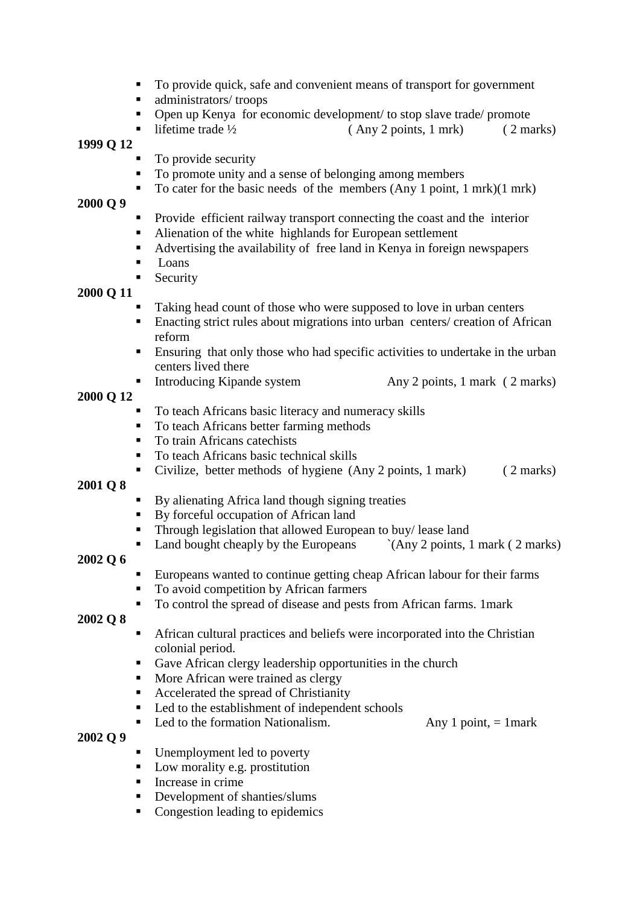- To provide quick, safe and convenient means of transport for government
- administrators/ troops
- Open up Kenya for economic development/ to stop slave trade/ promote
- lifetime trade ½ ( Any 2 points, 1 mrk) ( 2 marks)

**1999 Q 12**

- To provide security
- To promote unity and a sense of belonging among members
- To cater for the basic needs of the members (Any 1 point, 1 mrk)(1 mrk)

**2000 Q 9**

- Provide efficient railway transport connecting the coast and the interior
- Alienation of the white highlands for European settlement
- Advertising the availability of free land in Kenya in foreign newspapers
- Loans
- Security

**2000 Q 11**

- Taking head count of those who were supposed to love in urban centers
- Enacting strict rules about migrations into urban centers/ creation of African reform
- Ensuring that only those who had specific activities to undertake in the urban centers lived there
- Introducing Kipande system Any 2 points, 1 mark ( 2 marks)

**2000 Q 12**

- To teach Africans basic literacy and numeracy skills
- To teach Africans better farming methods
- To train Africans catechists
- To teach Africans basic technical skills
- Civilize, better methods of hygiene (Any 2 points, 1 mark) ( 2 marks)

**2001 Q 8**

- By alienating Africa land though signing treaties
- By forceful occupation of African land
- Through legislation that allowed European to buy/ lease land
- Land bought cheaply by the Europeans `(Any 2 points, 1 mark ( 2 marks)

**2002 Q 6**

- Europeans wanted to continue getting cheap African labour for their farms
- To avoid competition by African farmers
- To control the spread of disease and pests from African farms. 1mark

**2002 Q 8**

- African cultural practices and beliefs were incorporated into the Christian colonial period.
- Gave African clergy leadership opportunities in the church
- More African were trained as clergy
- Accelerated the spread of Christianity
- Led to the establishment of independent schools
- Led to the formation Nationalism. Any 1 point, = 1mark

**2002 Q 9**

- Unemployment led to poverty
- Low morality e.g. prostitution
- Increase in crime
- Development of shanties/slums
- Congestion leading to epidemics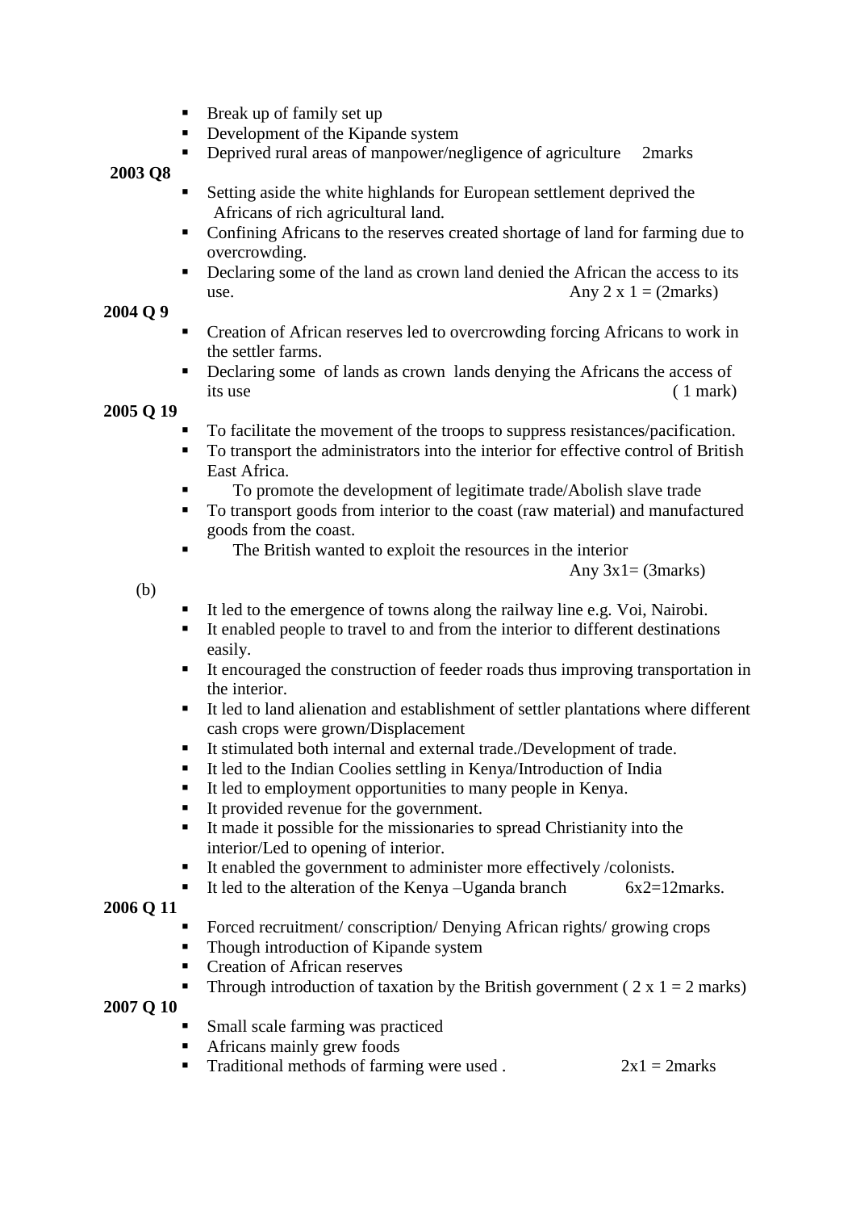- Break up of family set up
- Development of the Kipande system
- Deprived rural areas of manpower/negligence of agriculture 2marks

**2003 Q8**

- Setting aside the white highlands for European settlement deprived the Africans of rich agricultural land.
- Confining Africans to the reserves created shortage of land for farming due to overcrowding.
- Declaring some of the land as crown land denied the African the access to its use. Any 2 x 1 = (2marks)

**2004 Q 9**

- Creation of African reserves led to overcrowding forcing Africans to work in the settler farms.
- Declaring some of lands as crown lands denying the Africans the access of its use ( 1 mark)

**2005 Q 19**

- To facilitate the movement of the troops to suppress resistances/pacification.
- To transport the administrators into the interior for effective control of British East Africa.
- To promote the development of legitimate trade/Abolish slave trade
- To transport goods from interior to the coast (raw material) and manufactured goods from the coast.
- The British wanted to exploit the resources in the interior

Any 3x1= (3marks)

(b)

- It led to the emergence of towns along the railway line e.g. Voi, Nairobi.
- It enabled people to travel to and from the interior to different destinations easily.
- It encouraged the construction of feeder roads thus improving transportation in the interior.
- It led to land alienation and establishment of settler plantations where different cash crops were grown/Displacement
- It stimulated both internal and external trade./Development of trade.
- It led to the Indian Coolies settling in Kenya/Introduction of India
- It led to employment opportunities to many people in Kenya.
- It provided revenue for the government.
- It made it possible for the missionaries to spread Christianity into the interior/Led to opening of interior.
- It enabled the government to administer more effectively /colonists.
- It led to the alteration of the Kenya –Uganda branch 6x2=12marks.

**2006 Q 11**

- Forced recruitment/ conscription/ Denying African rights/ growing crops
- Though introduction of Kipande system
- Creation of African reserves
- Through introduction of taxation by the British government ( 2 x 1 = 2 marks)

**2007 Q 10**

- Small scale farming was practiced
- Africans mainly grew foods
- Traditional methods of farming were used . 2x1 = 2marks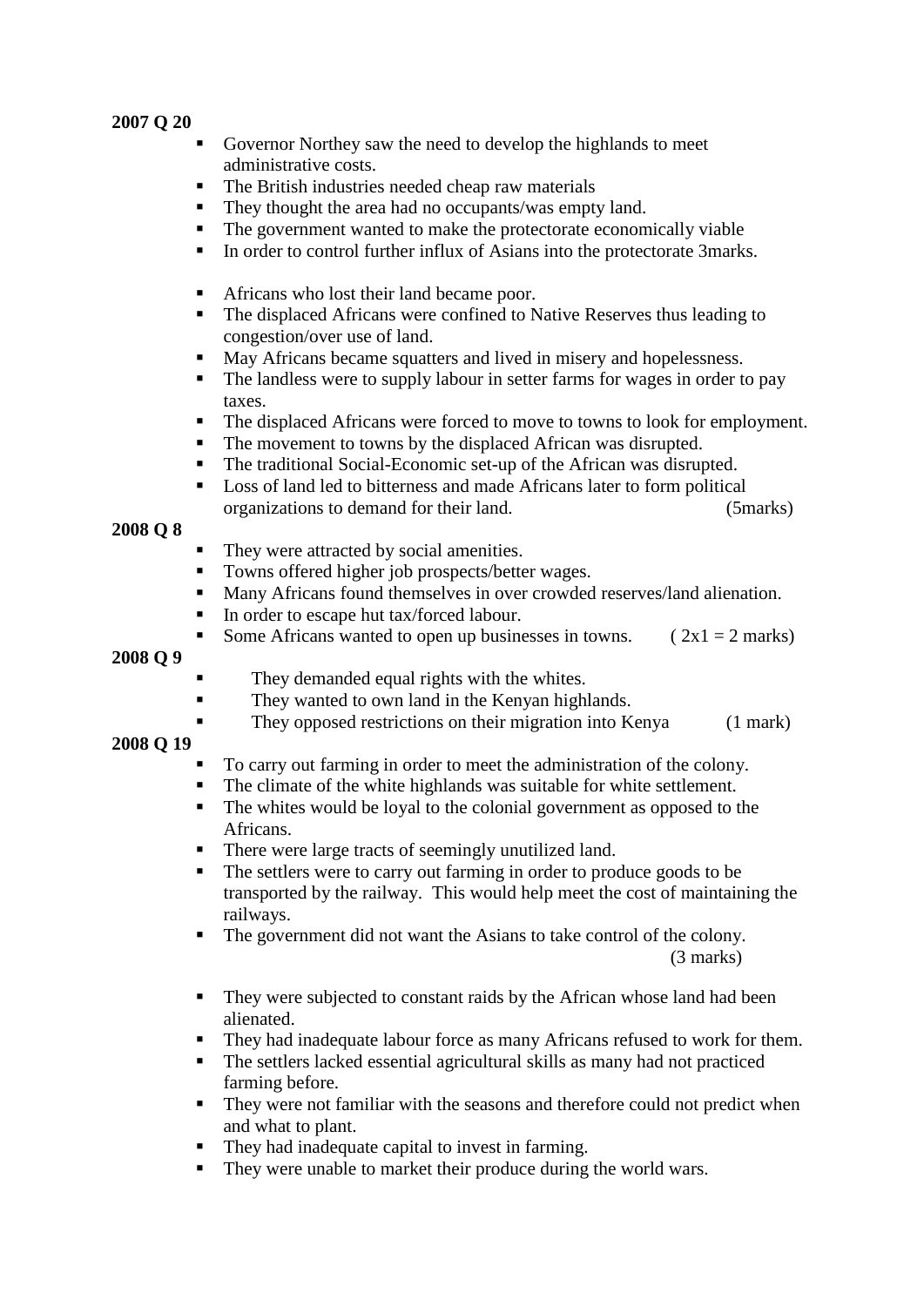**2007 Q 20**

- Governor Northey saw the need to develop the highlands to meet administrative costs.
- The British industries needed cheap raw materials
- They thought the area had no occupants/was empty land.
- The government wanted to make the protectorate economically viable
- In order to control further influx of Asians into the protectorate 3marks.

- Africans who lost their land became poor.
- The displaced Africans were confined to Native Reserves thus leading to congestion/over use of land.
- May Africans became squatters and lived in misery and hopelessness.
- The landless were to supply labour in setter farms for wages in order to pay taxes.
- The displaced Africans were forced to move to towns to look for employment.
- The movement to towns by the displaced African was disrupted.
- The traditional Social-Economic set-up of the African was disrupted.
- Loss of land led to bitterness and made Africans later to form political organizations to demand for their land. (5marks)

**2008 Q 8**

- They were attracted by social amenities.
- Towns offered higher job prospects/better wages.
- Many Africans found themselves in over crowded reserves/land alienation.
- In order to escape hut tax/forced labour.
- Some Africans wanted to open up businesses in towns. ( 2x1 = 2 marks)

**2008 Q 9**

- They demanded equal rights with the whites.
- They wanted to own land in the Kenyan highlands.
- They opposed restrictions on their migration into Kenya (1 mark)

**2008 Q 19**

- To carry out farming in order to meet the administration of the colony.
- The climate of the white highlands was suitable for white settlement.
- The whites would be loyal to the colonial government as opposed to the Africans.
- There were large tracts of seemingly unutilized land.
- The settlers were to carry out farming in order to produce goods to be transported by the railway. This would help meet the cost of maintaining the railways.
- The government did not want the Asians to take control of the colony. (3 marks)

- They were subjected to constant raids by the African whose land had been alienated.
- They had inadequate labour force as many Africans refused to work for them.
- The settlers lacked essential agricultural skills as many had not practiced farming before.
- They were not familiar with the seasons and therefore could not predict when and what to plant.
- They had inadequate capital to invest in farming.
- They were unable to market their produce during the world wars.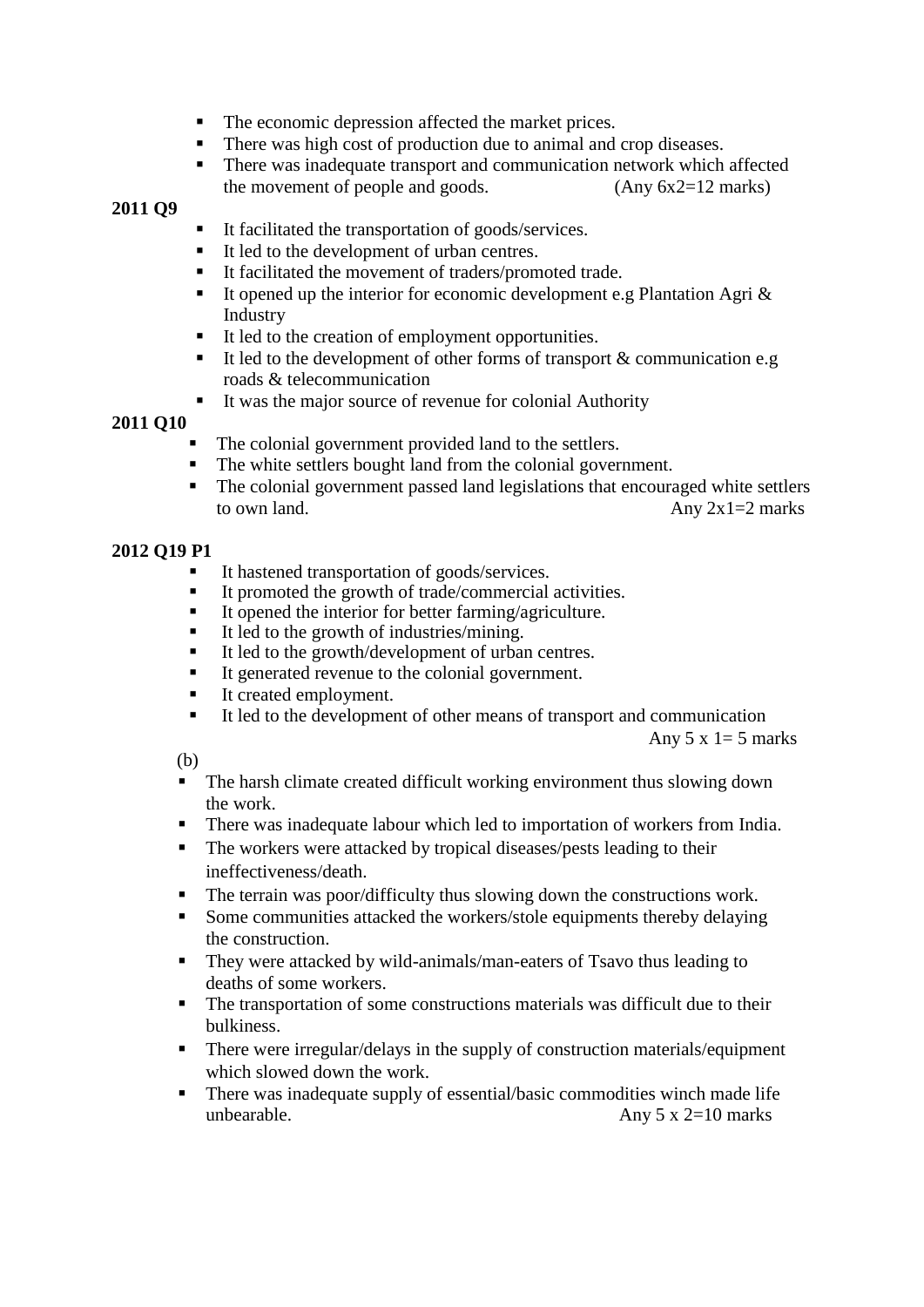- The economic depression affected the market prices.
- There was high cost of production due to animal and crop diseases.
- There was inadequate transport and communication network which affected the movement of people and goods. (Any 6x2=12 marks)

**2011 Q9**

- It facilitated the transportation of goods/services.
- It led to the development of urban centres.
- It facilitated the movement of traders/promoted trade.
- It opened up the interior for economic development e.g Plantation Agri & Industry
- It led to the creation of employment opportunities.
- It led to the development of other forms of transport & communication e.g roads & telecommunication
- It was the major source of revenue for colonial Authority

**2011 Q10**

- The colonial government provided land to the settlers.
- The white settlers bought land from the colonial government.
- The colonial government passed land legislations that encouraged white settlers to own land. Any 2x1=2 marks

**2012 Q19 P1**

- It hastened transportation of goods/services.
- It promoted the growth of trade/commercial activities.
- It opened the interior for better farming/agriculture.
- It led to the growth of industries/mining.
- It led to the growth/development of urban centres.
- It generated revenue to the colonial government.
- It created employment.
- It led to the development of other means of transport and communication

Any 5 x 1= 5 marks

(b)

- The harsh climate created difficult working environment thus slowing down the work.
- There was inadequate labour which led to importation of workers from India.
- The workers were attacked by tropical diseases/pests leading to their ineffectiveness/death.
- The terrain was poor/difficulty thus slowing down the constructions work.
- Some communities attacked the workers/stole equipments thereby delaying the construction.
- They were attacked by wild-animals/man-eaters of Tsavo thus leading to deaths of some workers.
- The transportation of some constructions materials was difficult due to their bulkiness.
- There were irregular/delays in the supply of construction materials/equipment which slowed down the work.
- There was inadequate supply of essential/basic commodities winch made life unbearable. Any 5 x 2=10 marks